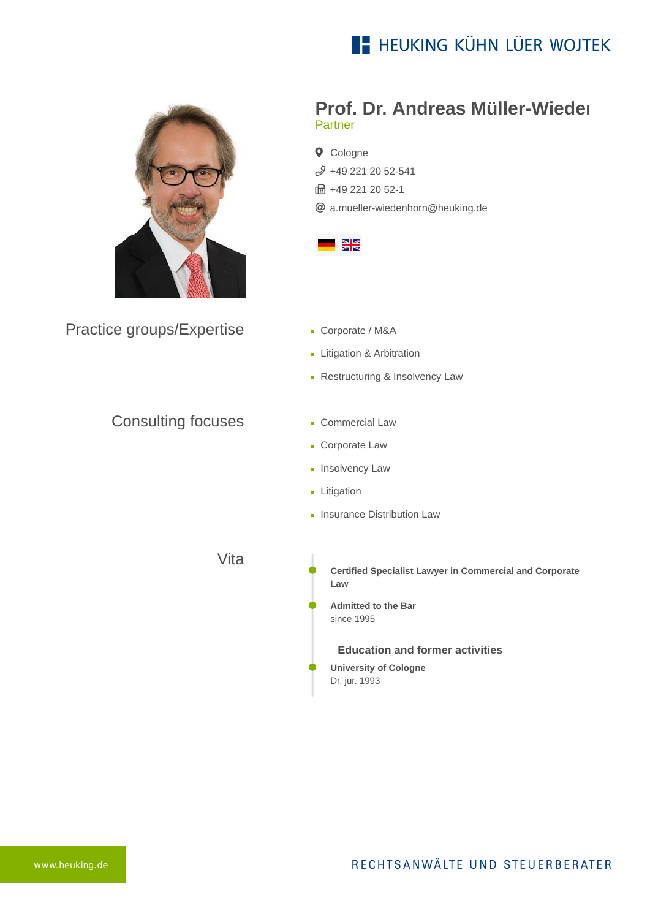HEUKING KÜHN LÜER WOJTEK

# Prof. Dr. Andreas Müller-Wiedeı

Partner

- Cologne
- +49 221 20 52-541
- +49 221 20 52-1
- a.mueller-wiedenhorn@heuking.de

## Practice groups/Expertise

- Corporate / M&A
- Litigation & Arbitration
- Restructuring & Insolvency Law

## Consulting focuses

- Commercial Law
- Corporate Law
- Insolvency Law
- Litigation
- Insurance Distribution Law

## Vita

**Certified Specialist Lawyer in Commercial and Corporate Law**

**Admitted to the Bar**
since 1995

### Education and former activities

**University of Cologne**
Dr. jur. 1993

www.heuking.de

RECHTSANWÄLTE UND STEUERBERATER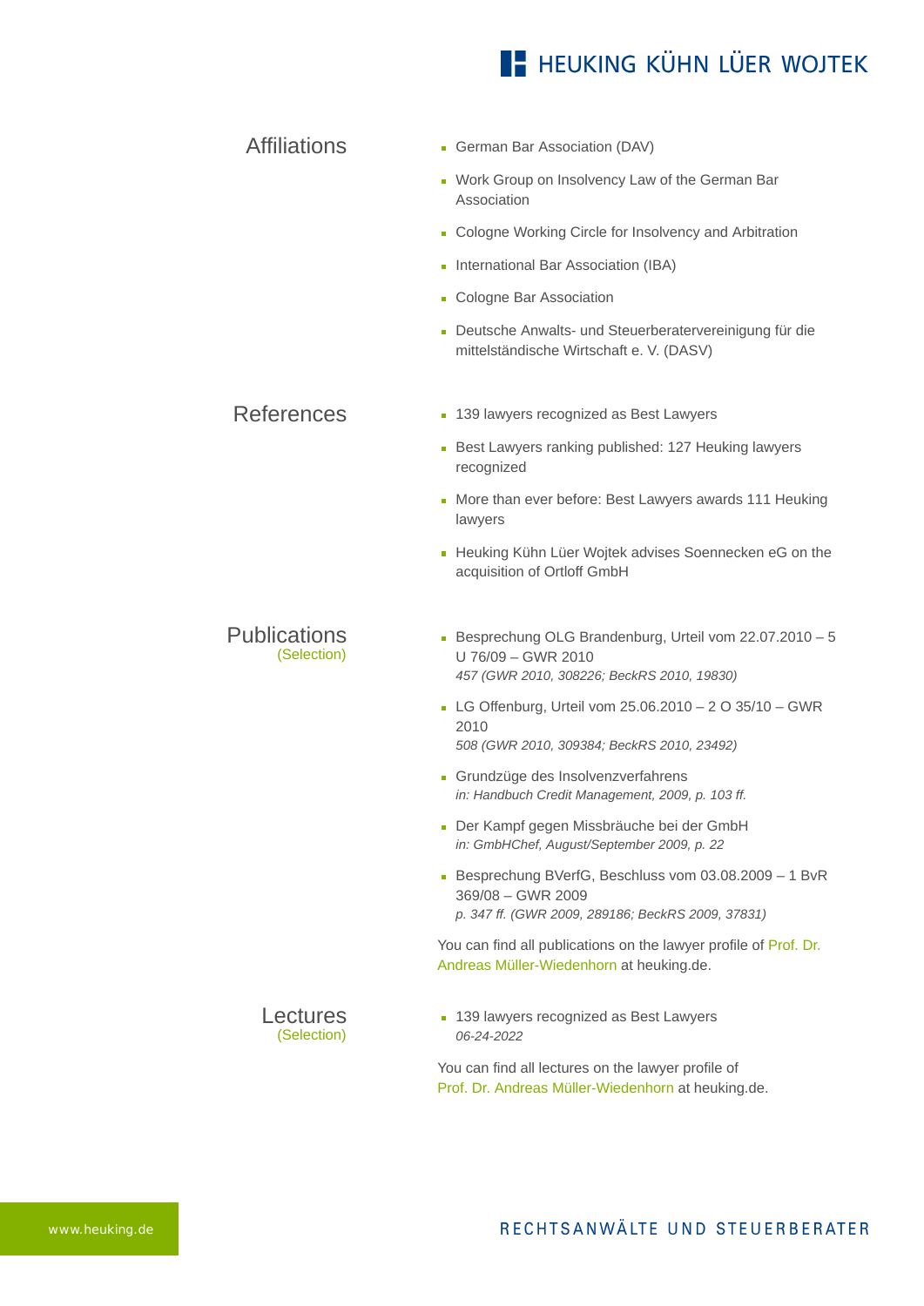## Affiliations

- German Bar Association (DAV)
- Work Group on Insolvency Law of the German Bar Association
- Cologne Working Circle for Insolvency and Arbitration
- International Bar Association (IBA)
- Cologne Bar Association
- Deutsche Anwalts- und Steuerberatervereinigung für die mittelständische Wirtschaft e. V. (DASV)

## References

- 139 lawyers recognized as Best Lawyers
- Best Lawyers ranking published: 127 Heuking lawyers recognized
- More than ever before: Best Lawyers awards 111 Heuking lawyers
- Heuking Kühn Lüer Wojtek advises Soennecken eG on the acquisition of Ortloff GmbH

## Publications (Selection)

- Besprechung OLG Brandenburg, Urteil vom 22.07.2010 – 5 U 76/09 – GWR 2010
  *457 (GWR 2010, 308226; BeckRS 2010, 19830)*
- LG Offenburg, Urteil vom 25.06.2010 – 2 O 35/10 – GWR 2010
  *508 (GWR 2010, 309384; BeckRS 2010, 23492)*
- Grundzüge des Insolvenzverfahrens
  *in: Handbuch Credit Management, 2009, p. 103 ff.*
- Der Kampf gegen Missbräuche bei der GmbH
  *in: GmbHChef, August/September 2009, p. 22*
- Besprechung BVerfG, Beschluss vom 03.08.2009 – 1 BvR 369/08 – GWR 2009
  *p. 347 ff. (GWR 2009, 289186; BeckRS 2009, 37831)*

You can find all publications on the lawyer profile of Prof. Dr. Andreas Müller-Wiedenhorn at heuking.de.

## Lectures (Selection)

- 139 lawyers recognized as Best Lawyers
  *06-24-2022*

You can find all lectures on the lawyer profile of Prof. Dr. Andreas Müller-Wiedenhorn at heuking.de.